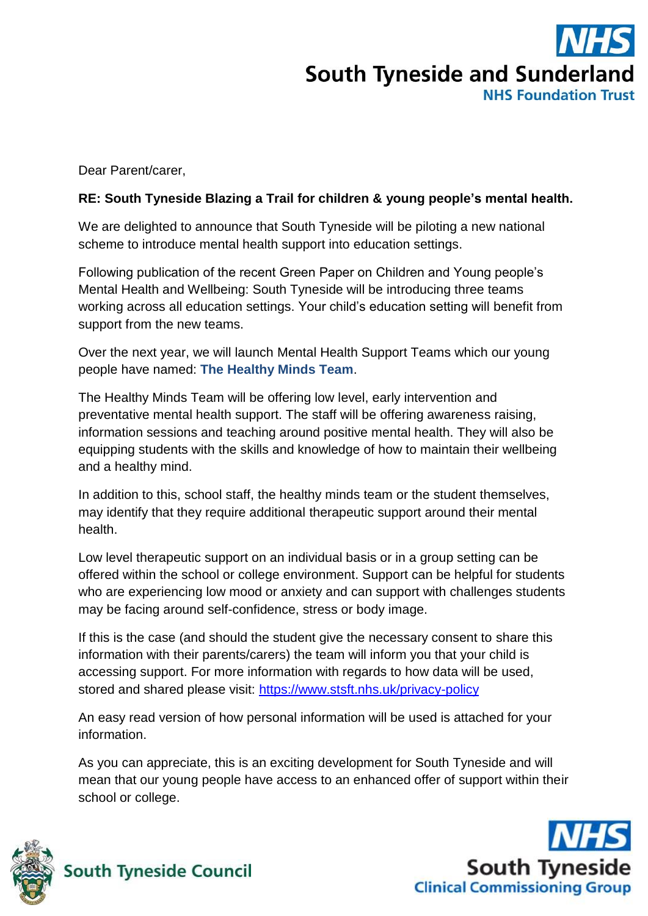South Tyneside and Sunderland
NHS Foundation Trust

Dear Parent/carer,

**RE: South Tyneside Blazing a Trail for children & young people's mental health.**

We are delighted to announce that South Tyneside will be piloting a new national scheme to introduce mental health support into education settings.

Following publication of the recent Green Paper on Children and Young people's Mental Health and Wellbeing: South Tyneside will be introducing three teams working across all education settings. Your child's education setting will benefit from support from the new teams.

Over the next year, we will launch Mental Health Support Teams which our young people have named: **The Healthy Minds Team**.

The Healthy Minds Team will be offering low level, early intervention and preventative mental health support. The staff will be offering awareness raising, information sessions and teaching around positive mental health. They will also be equipping students with the skills and knowledge of how to maintain their wellbeing and a healthy mind.

In addition to this, school staff, the healthy minds team or the student themselves, may identify that they require additional therapeutic support around their mental health.

Low level therapeutic support on an individual basis or in a group setting can be offered within the school or college environment. Support can be helpful for students who are experiencing low mood or anxiety and can support with challenges students may be facing around self-confidence, stress or body image.

If this is the case (and should the student give the necessary consent to share this information with their parents/carers) the team will inform you that your child is accessing support. For more information with regards to how data will be used, stored and shared please visit: https://www.stsft.nhs.uk/privacy-policy

An easy read version of how personal information will be used is attached for your information.

As you can appreciate, this is an exciting development for South Tyneside and will mean that our young people have access to an enhanced offer of support within their school or college.

South Tyneside Council

South Tyneside Clinical Commissioning Group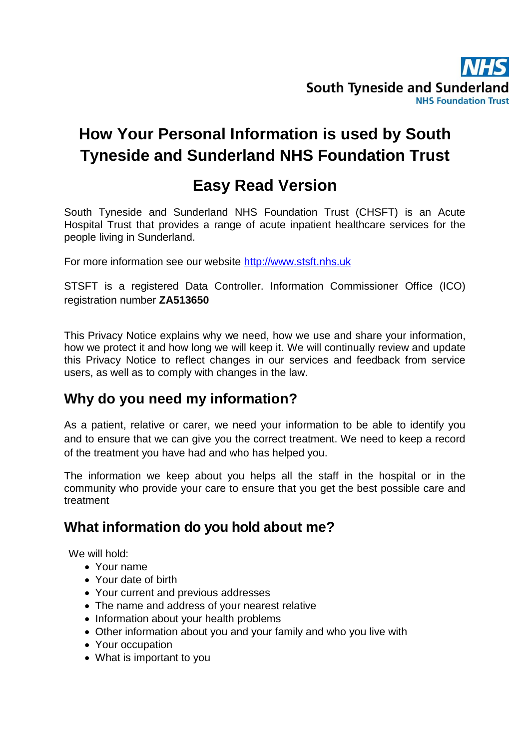# How Your Personal Information is used by South Tyneside and Sunderland NHS Foundation Trust

## Easy Read Version

South Tyneside and Sunderland NHS Foundation Trust (CHSFT) is an Acute Hospital Trust that provides a range of acute inpatient healthcare services for the people living in Sunderland.

For more information see our website http://www.stsft.nhs.uk

STSFT is a registered Data Controller. Information Commissioner Office (ICO) registration number **ZA513650**

This Privacy Notice explains why we need, how we use and share your information, how we protect it and how long we will keep it. We will continually review and update this Privacy Notice to reflect changes in our services and feedback from service users, as well as to comply with changes in the law.

## Why do you need my information?

As a patient, relative or carer, we need your information to be able to identify you and to ensure that we can give you the correct treatment. We need to keep a record of the treatment you have had and who has helped you.

The information we keep about you helps all the staff in the hospital or in the community who provide your care to ensure that you get the best possible care and treatment

## What information do you hold about me?

We will hold:

- Your name
- Your date of birth
- Your current and previous addresses
- The name and address of your nearest relative
- Information about your health problems
- Other information about you and your family and who you live with
- Your occupation
- What is important to you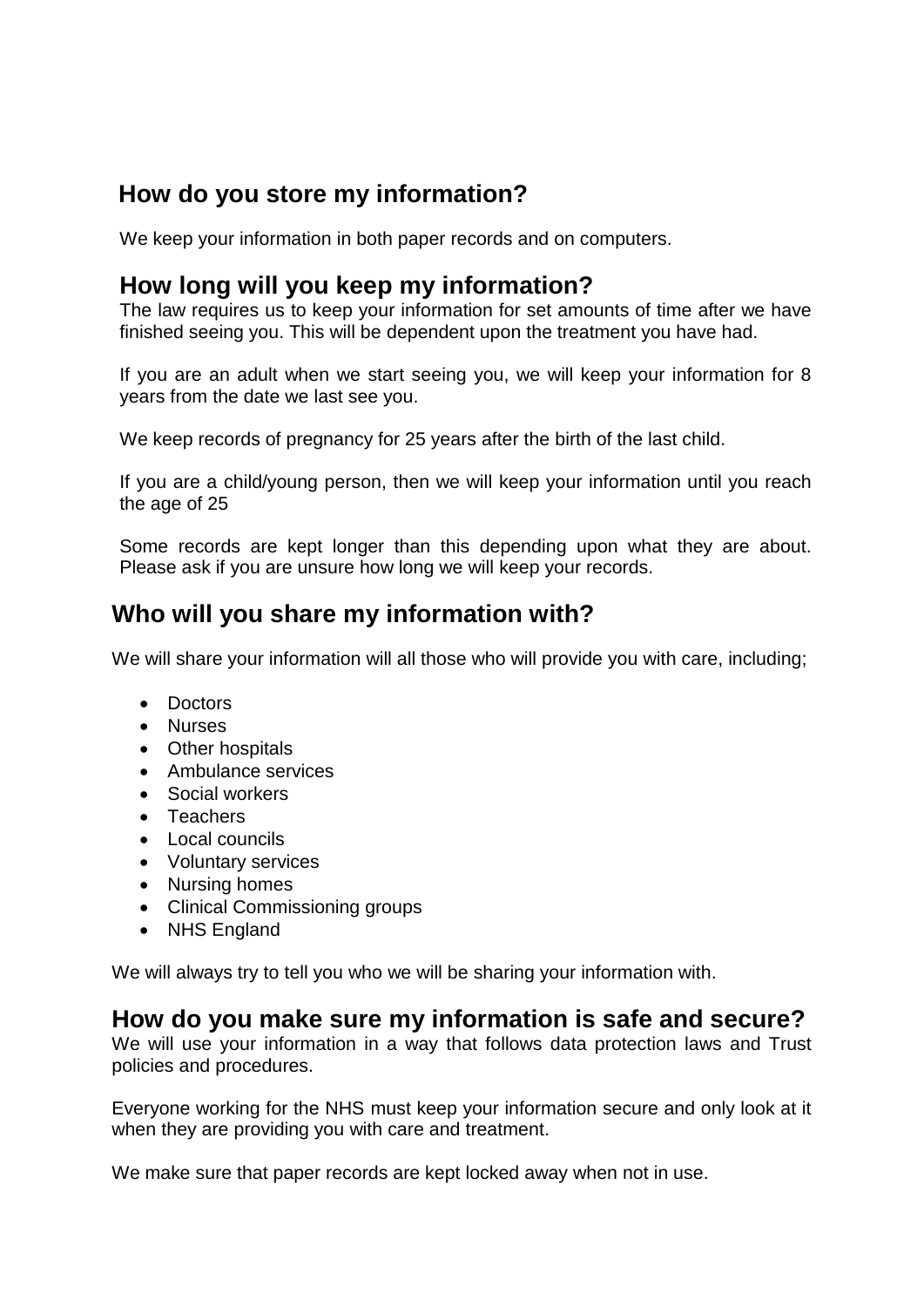## How do you store my information?

We keep your information in both paper records and on computers.

## How long will you keep my information?

The law requires us to keep your information for set amounts of time after we have finished seeing you. This will be dependent upon the treatment you have had.

If you are an adult when we start seeing you, we will keep your information for 8 years from the date we last see you.

We keep records of pregnancy for 25 years after the birth of the last child.

If you are a child/young person, then we will keep your information until you reach the age of 25

Some records are kept longer than this depending upon what they are about. Please ask if you are unsure how long we will keep your records.

## Who will you share my information with?

We will share your information will all those who will provide you with care, including;

- Doctors
- Nurses
- Other hospitals
- Ambulance services
- Social workers
- Teachers
- Local councils
- Voluntary services
- Nursing homes
- Clinical Commissioning groups
- NHS England

We will always try to tell you who we will be sharing your information with.

## How do you make sure my information is safe and secure?

We will use your information in a way that follows data protection laws and Trust policies and procedures.

Everyone working for the NHS must keep your information secure and only look at it when they are providing you with care and treatment.

We make sure that paper records are kept locked away when not in use.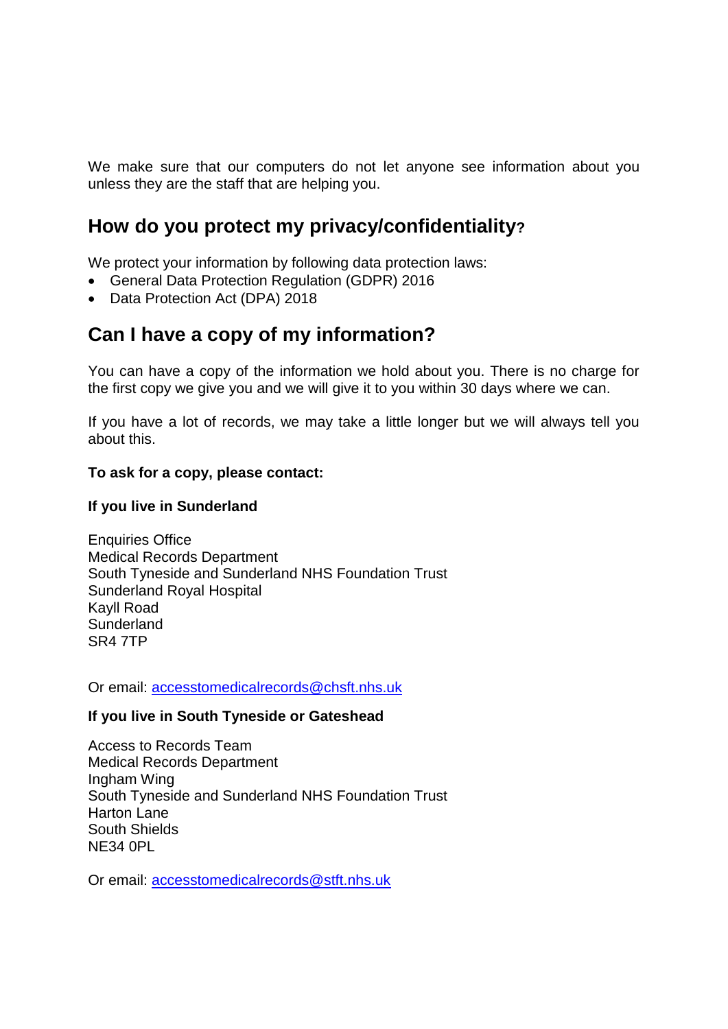We make sure that our computers do not let anyone see information about you unless they are the staff that are helping you.

## How do you protect my privacy/confidentiality?

We protect your information by following data protection laws:

- General Data Protection Regulation (GDPR) 2016
- Data Protection Act (DPA) 2018

## Can I have a copy of my information?

You can have a copy of the information we hold about you. There is no charge for the first copy we give you and we will give it to you within 30 days where we can.

If you have a lot of records, we may take a little longer but we will always tell you about this.

**To ask for a copy, please contact:**

**If you live in Sunderland**

Enquiries Office
Medical Records Department
South Tyneside and Sunderland NHS Foundation Trust
Sunderland Royal Hospital
Kayll Road
Sunderland
SR4 7TP

Or email: accesstomedicalrecords@chsft.nhs.uk

**If you live in South Tyneside or Gateshead**

Access to Records Team
Medical Records Department
Ingham Wing
South Tyneside and Sunderland NHS Foundation Trust
Harton Lane
South Shields
NE34 0PL

Or email: accesstomedicalrecords@stft.nhs.uk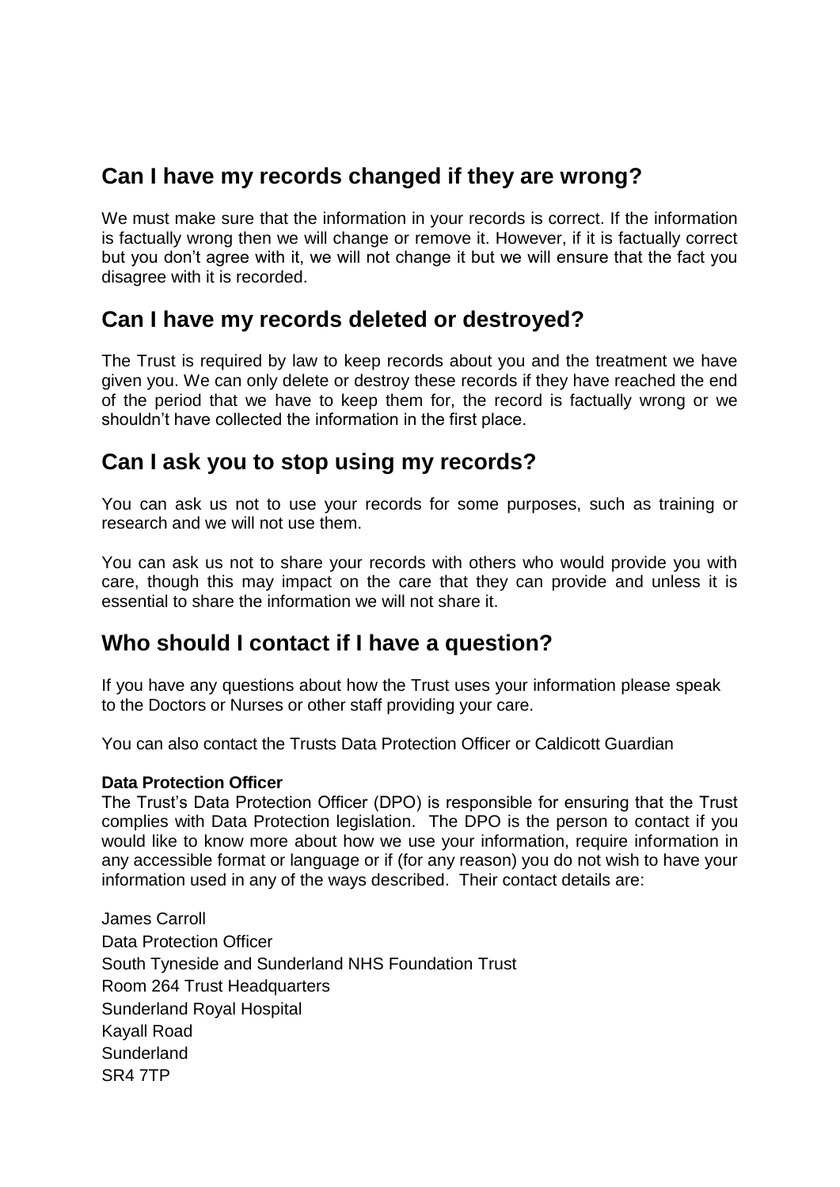## Can I have my records changed if they are wrong?

We must make sure that the information in your records is correct. If the information is factually wrong then we will change or remove it. However, if it is factually correct but you don't agree with it, we will not change it but we will ensure that the fact you disagree with it is recorded.

## Can I have my records deleted or destroyed?

The Trust is required by law to keep records about you and the treatment we have given you. We can only delete or destroy these records if they have reached the end of the period that we have to keep them for, the record is factually wrong or we shouldn't have collected the information in the first place.

## Can I ask you to stop using my records?

You can ask us not to use your records for some purposes, such as training or research and we will not use them.

You can ask us not to share your records with others who would provide you with care, though this may impact on the care that they can provide and unless it is essential to share the information we will not share it.

## Who should I contact if I have a question?

If you have any questions about how the Trust uses your information please speak to the Doctors or Nurses or other staff providing your care.

You can also contact the Trusts Data Protection Officer or Caldicott Guardian

**Data Protection Officer**

The Trust's Data Protection Officer (DPO) is responsible for ensuring that the Trust complies with Data Protection legislation. The DPO is the person to contact if you would like to know more about how we use your information, require information in any accessible format or language or if (for any reason) you do not wish to have your information used in any of the ways described. Their contact details are:

James Carroll
Data Protection Officer
South Tyneside and Sunderland NHS Foundation Trust
Room 264 Trust Headquarters
Sunderland Royal Hospital
Kayall Road
Sunderland
SR4 7TP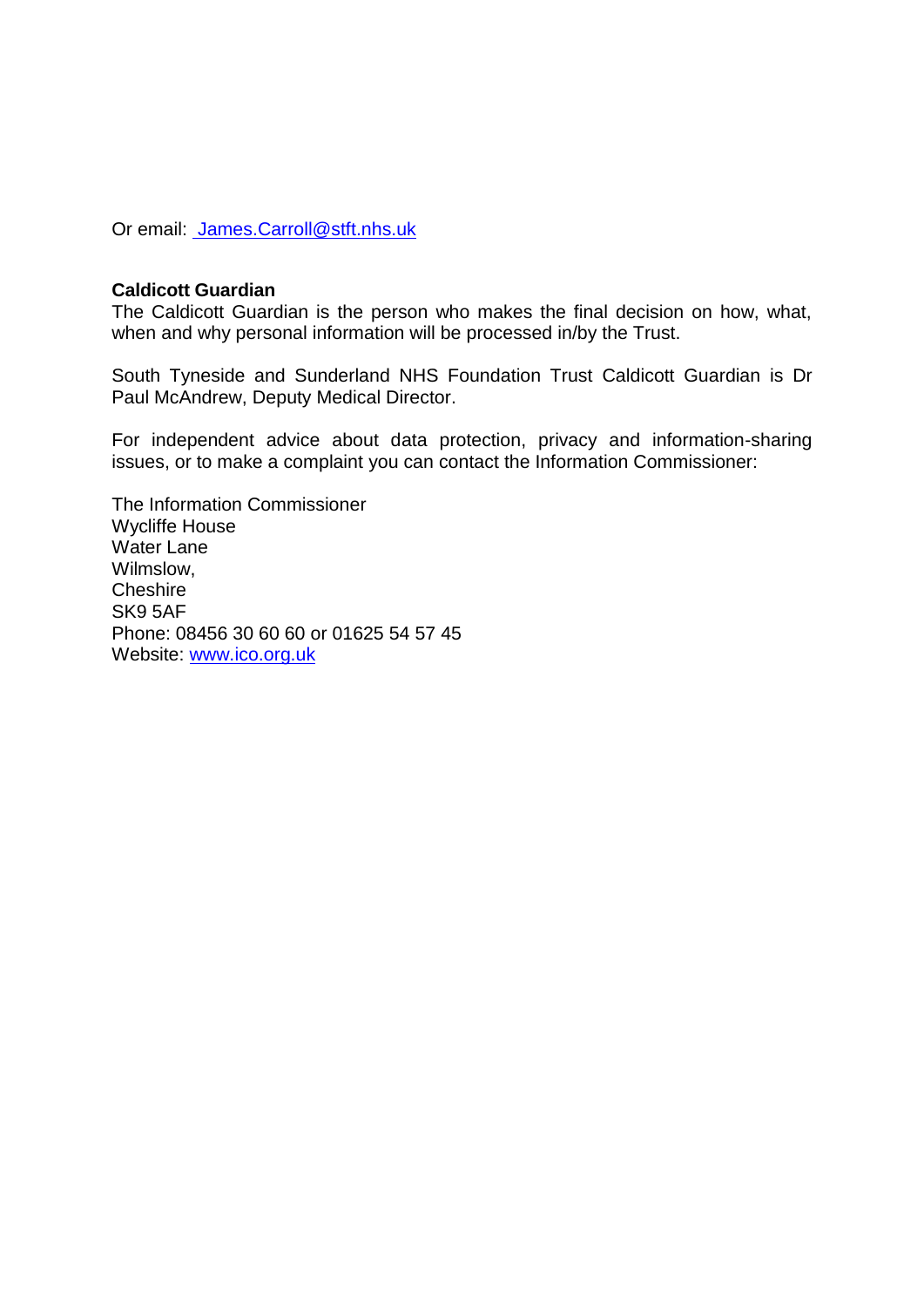Or email: James.Carroll@stft.nhs.uk

**Caldicott Guardian**

The Caldicott Guardian is the person who makes the final decision on how, what, when and why personal information will be processed in/by the Trust.

South Tyneside and Sunderland NHS Foundation Trust Caldicott Guardian is Dr Paul McAndrew, Deputy Medical Director.

For independent advice about data protection, privacy and information-sharing issues, or to make a complaint you can contact the Information Commissioner:

The Information Commissioner  
Wycliffe House  
Water Lane  
Wilmslow,  
Cheshire  
SK9 5AF  
Phone: 08456 30 60 60 or 01625 54 57 45  
Website: www.ico.org.uk